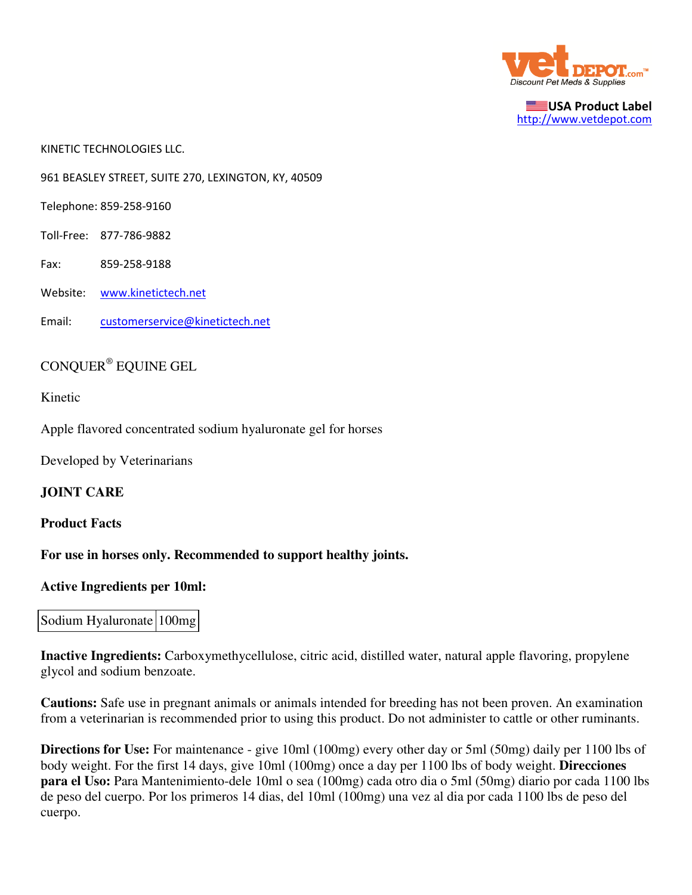vet DEPOT.com™
Discount Pet Meds & Supplies

USA Product Label
http://www.vetdepot.com

KINETIC TECHNOLOGIES LLC.

961 BEASLEY STREET, SUITE 270, LEXINGTON, KY, 40509

Telephone: 859-258-9160

Toll-Free: 877-786-9882

Fax: 859-258-9188

Website: www.kinetictech.net

Email: customerservice@kinetictech.net

CONQUER® EQUINE GEL

Kinetic

Apple flavored concentrated sodium hyaluronate gel for horses

Developed by Veterinarians

**JOINT CARE**

**Product Facts**

**For use in horses only. Recommended to support healthy joints.**

**Active Ingredients per 10ml:**

| Sodium Hyaluronate | 100mg |
|---|---|

**Inactive Ingredients:** Carboxymethycellulose, citric acid, distilled water, natural apple flavoring, propylene glycol and sodium benzoate.

**Cautions:** Safe use in pregnant animals or animals intended for breeding has not been proven. An examination from a veterinarian is recommended prior to using this product. Do not administer to cattle or other ruminants.

**Directions for Use:** For maintenance - give 10ml (100mg) every other day or 5ml (50mg) daily per 1100 lbs of body weight. For the first 14 days, give 10ml (100mg) once a day per 1100 lbs of body weight. **Direcciones para el Uso:** Para Mantenimiento-dele 10ml o sea (100mg) cada otro dia o 5ml (50mg) diario por cada 1100 lbs de peso del cuerpo. Por los primeros 14 dias, del 10ml (100mg) una vez al dia por cada 1100 lbs de peso del cuerpo.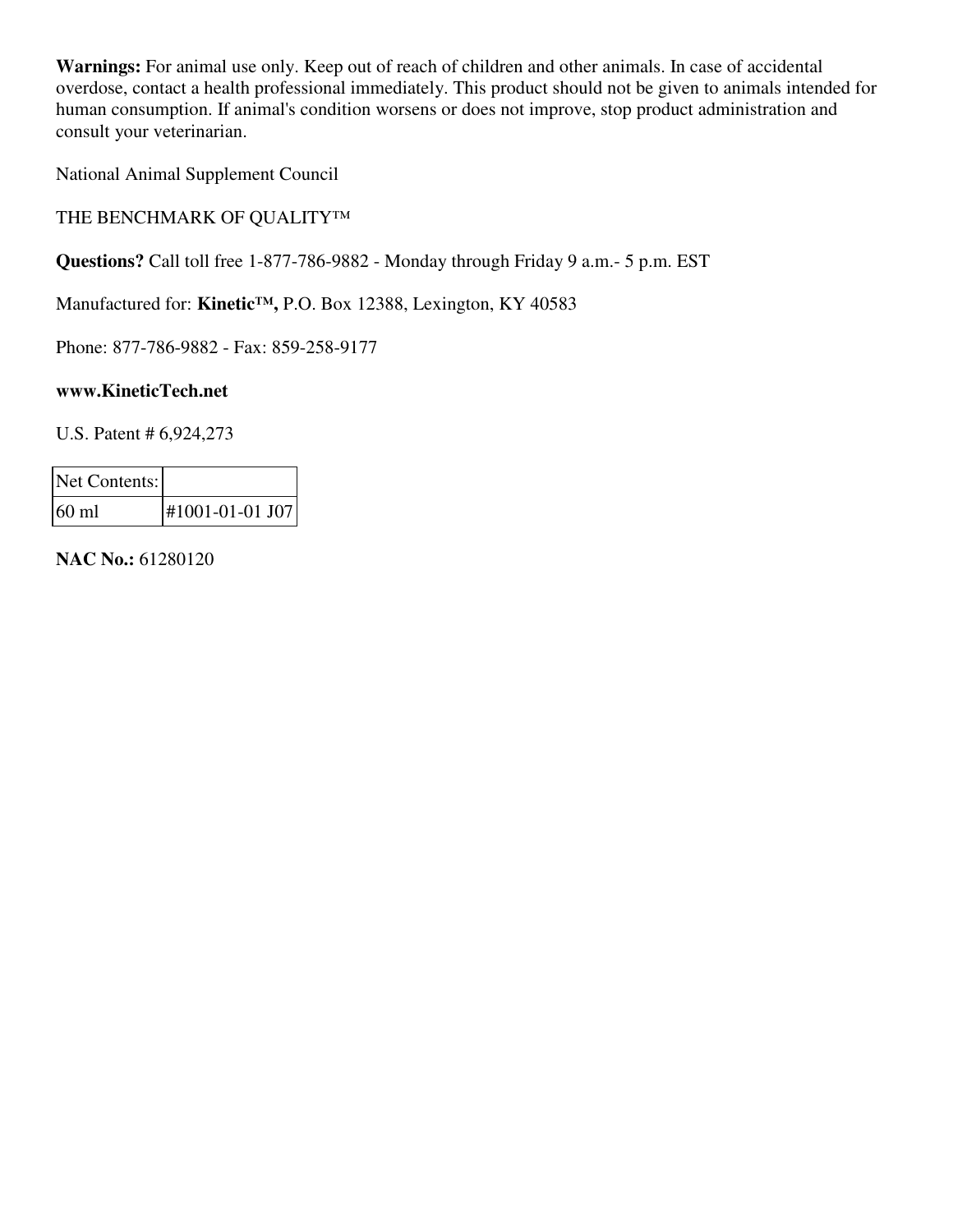**Warnings:** For animal use only. Keep out of reach of children and other animals. In case of accidental overdose, contact a health professional immediately. This product should not be given to animals intended for human consumption. If animal's condition worsens or does not improve, stop product administration and consult your veterinarian.

National Animal Supplement Council

THE BENCHMARK OF QUALITY™

**Questions?** Call toll free 1-877-786-9882 - Monday through Friday 9 a.m.- 5 p.m. EST

Manufactured for: **Kinetic™,** P.O. Box 12388, Lexington, KY 40583

Phone: 877-786-9882 - Fax: 859-258-9177

**www.KineticTech.net**

U.S. Patent # 6,924,273

| Net Contents: | |
|---|---|
| 60 ml | #1001-01-01 J07 |

**NAC No.:** 61280120